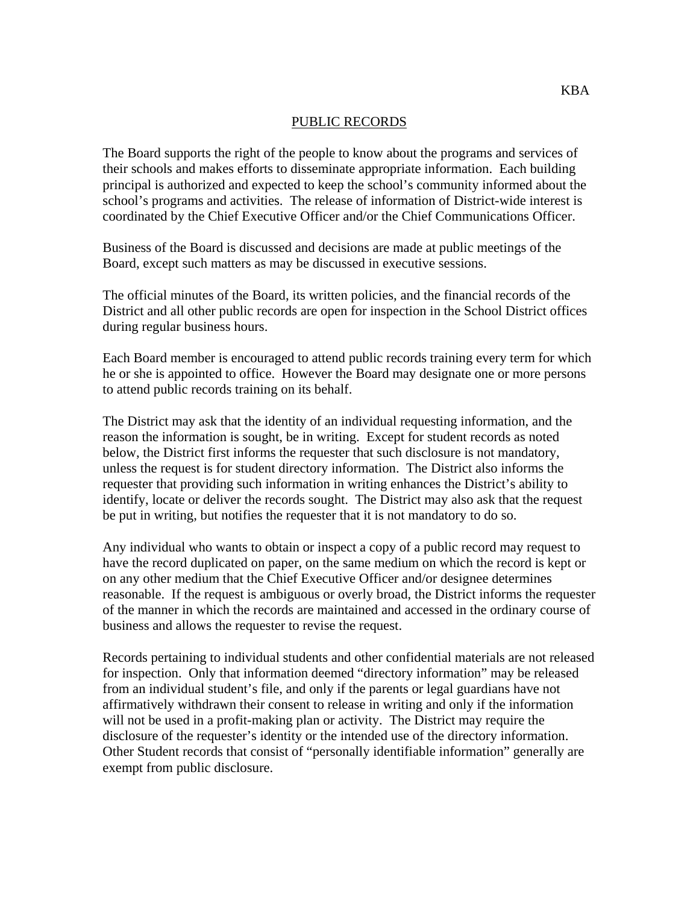KBA

# PUBLIC RECORDS

The Board supports the right of the people to know about the programs and services of their schools and makes efforts to disseminate appropriate information. Each building principal is authorized and expected to keep the school's community informed about the school's programs and activities. The release of information of District-wide interest is coordinated by the Chief Executive Officer and/or the Chief Communications Officer.

Business of the Board is discussed and decisions are made at public meetings of the Board, except such matters as may be discussed in executive sessions.

The official minutes of the Board, its written policies, and the financial records of the District and all other public records are open for inspection in the School District offices during regular business hours.

Each Board member is encouraged to attend public records training every term for which he or she is appointed to office. However the Board may designate one or more persons to attend public records training on its behalf.

The District may ask that the identity of an individual requesting information, and the reason the information is sought, be in writing. Except for student records as noted below, the District first informs the requester that such disclosure is not mandatory, unless the request is for student directory information. The District also informs the requester that providing such information in writing enhances the District's ability to identify, locate or deliver the records sought. The District may also ask that the request be put in writing, but notifies the requester that it is not mandatory to do so.

Any individual who wants to obtain or inspect a copy of a public record may request to have the record duplicated on paper, on the same medium on which the record is kept or on any other medium that the Chief Executive Officer and/or designee determines reasonable. If the request is ambiguous or overly broad, the District informs the requester of the manner in which the records are maintained and accessed in the ordinary course of business and allows the requester to revise the request.

Records pertaining to individual students and other confidential materials are not released for inspection. Only that information deemed "directory information" may be released from an individual student's file, and only if the parents or legal guardians have not affirmatively withdrawn their consent to release in writing and only if the information will not be used in a profit-making plan or activity. The District may require the disclosure of the requester's identity or the intended use of the directory information. Other Student records that consist of "personally identifiable information" generally are exempt from public disclosure.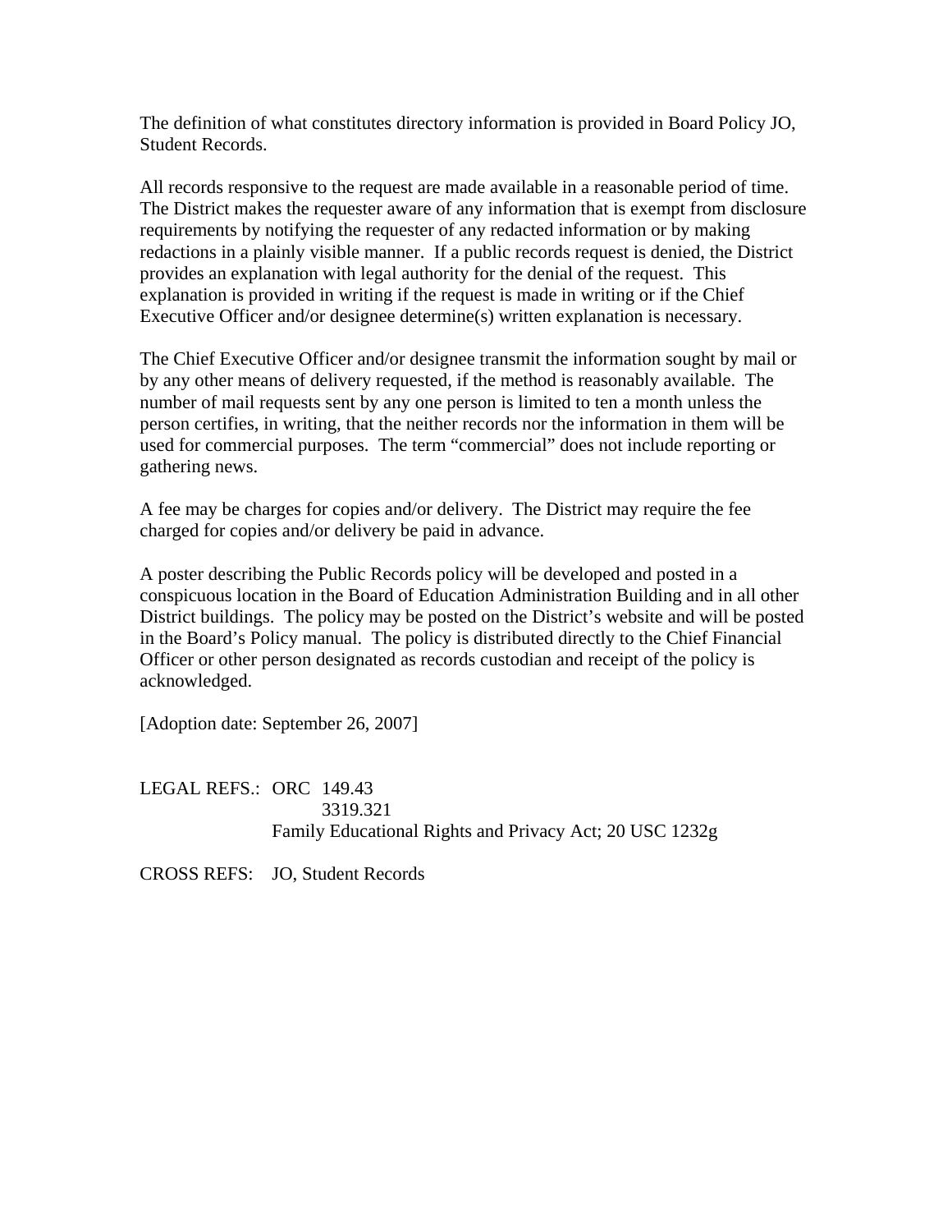The definition of what constitutes directory information is provided in Board Policy JO, Student Records.

All records responsive to the request are made available in a reasonable period of time. The District makes the requester aware of any information that is exempt from disclosure requirements by notifying the requester of any redacted information or by making redactions in a plainly visible manner. If a public records request is denied, the District provides an explanation with legal authority for the denial of the request. This explanation is provided in writing if the request is made in writing or if the Chief Executive Officer and/or designee determine(s) written explanation is necessary.

The Chief Executive Officer and/or designee transmit the information sought by mail or by any other means of delivery requested, if the method is reasonably available. The number of mail requests sent by any one person is limited to ten a month unless the person certifies, in writing, that the neither records nor the information in them will be used for commercial purposes. The term "commercial" does not include reporting or gathering news.

A fee may be charges for copies and/or delivery. The District may require the fee charged for copies and/or delivery be paid in advance.

A poster describing the Public Records policy will be developed and posted in a conspicuous location in the Board of Education Administration Building and in all other District buildings. The policy may be posted on the District's website and will be posted in the Board's Policy manual. The policy is distributed directly to the Chief Financial Officer or other person designated as records custodian and receipt of the policy is acknowledged.

[Adoption date: September 26, 2007]

LEGAL REFS.: ORC 149.43
3319.321
Family Educational Rights and Privacy Act; 20 USC 1232g

CROSS REFS: JO, Student Records